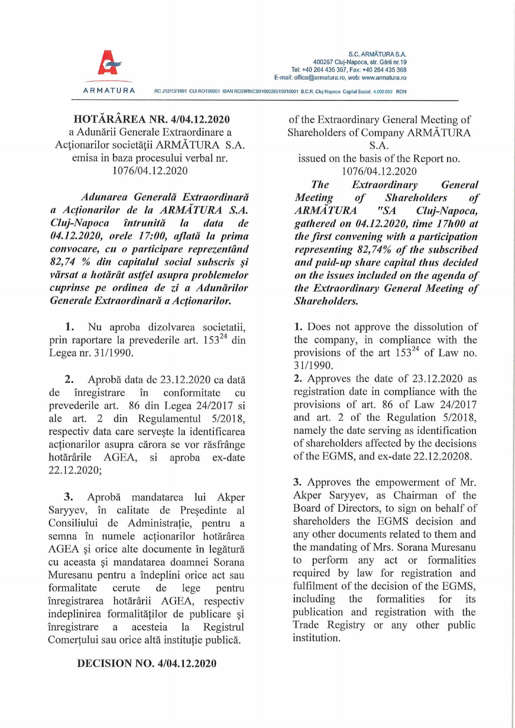S.C. ARMĂTURA S.A.
400267 Cluj-Napoca, str. Gării nr.19
Tel: +40 264 435 367, Fax: +40 264 435 368
E-mail: office@armatura.ro, web: www.armatura.ro

ARMATURA RC J12/13/1991 CUI RO199001 IBAN RO29RNCB0106026615010001 B.C.R. Cluj-Napoca Capital Social: 4.000.000 RON

**HOTĂRÂREA NR. 4/04.12.2020**
a Adunării Generale Extraordinare a Acționarilor societății ARMĂTURA S.A. emisa in baza procesului verbal nr. 1076/04.12.2020

***Adunarea Generală Extraordinară a Acționarilor de la ARMĂTURA S.A. Cluj-Napoca întrunită la data de 04.12.2020, orele 17:00, aflată la prima convocare, cu o participare reprezentând 82,74 % din capitalul social subscris şi vărsat a hotărât astfel asupra problemelor cuprinse pe ordinea de zi a Adunărilor Generale Extraordinară a Acționarilor.***

**1.** Nu aproba dizolvarea societatii, prin raportare la prevederile art. 153[24] din Legea nr. 31/1990.

**2.** Aprobă data de 23.12.2020 ca dată de înregistrare în conformitate cu prevederile art. 86 din Legea 24/2017 si ale art. 2 din Regulamentul 5/2018, respectiv data care serveşte la identificarea acționarilor asupra cărora se vor răsfrânge hotărârile AGEA, si aproba ex-date 22.12.2020;

**3.** Aprobă mandatarea lui Akper Saryyev, în calitate de Preşedinte al Consiliului de Administrație, pentru a semna în numele acționarilor hotărârea AGEA şi orice alte documente în legătură cu aceasta şi mandatarea doamnei Sorana Muresanu pentru a îndeplini orice act sau formalitate cerute de lege pentru înregistrarea hotărârii AGEA, respectiv indeplinirea formalităților de publicare şi înregistrare a acesteia la Registrul Comerțului sau orice altă instituție publică.

**DECISION NO. 4/04.12.2020**
of the Extraordinary General Meeting of Shareholders of Company ARMĂTURA S.A.
issued on the basis of the Report no. 1076/04.12.2020

***The Extraordinary General Meeting of Shareholders of ARMĂTURA "SA Cluj-Napoca, gathered on 04.12.2020, time 17h00 at the first convening with a participation representing 82,74% of the subscribed and paid-up share capital thus decided on the issues included on the agenda of the Extraordinary General Meeting of Shareholders.***

**1.** Does not approve the dissolution of the company, in compliance with the provisions of the art 153[24] of Law no. 31/1990.

**2.** Approves the date of 23.12.2020 as registration date in compliance with the provisions of art. 86 of Law 24/2017 and art. 2 of the Regulation 5/2018, namely the date serving as identification of shareholders affected by the decisions of the EGMS, and ex-date 22.12.20208.

**3.** Approves the empowerment of Mr. Akper Saryyev, as Chairman of the Board of Directors, to sign on behalf of shareholders the EGMS decision and any other documents related to them and the mandating of Mrs. Sorana Muresanu to perform any act or formalities required by law for registration and fulfilment of the decision of the EGMS, including the formalities for its publication and registration with the Trade Registry or any other public institution.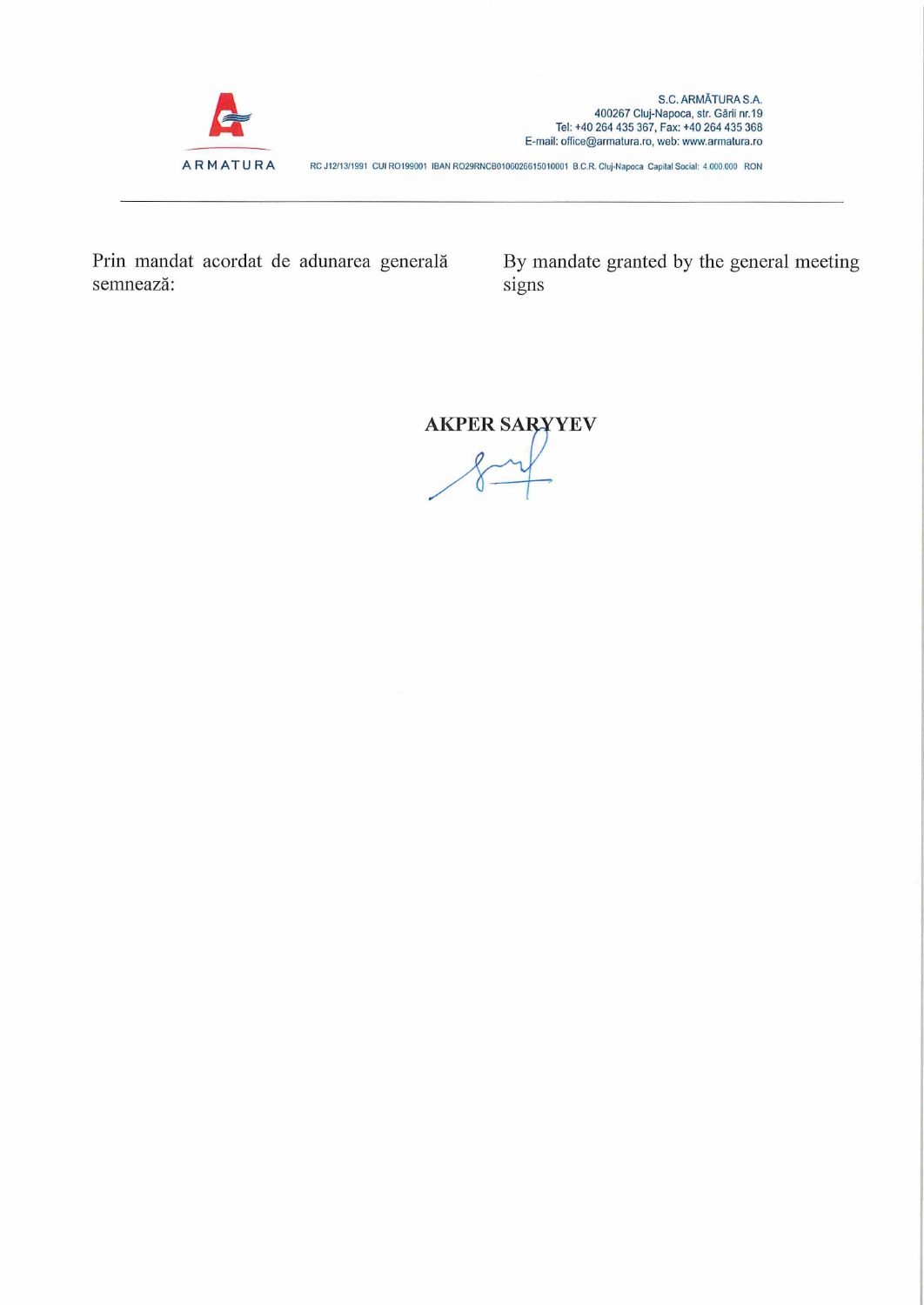S.C. ARMĂTURA S.A.
400267 Cluj-Napoca, str. Gării nr.19
Tel: +40 264 435 367, Fax: +40 264 435 368
E-mail: office@armatura.ro, web: www.armatura.ro

ARMATURA

RC J12/13/1991 CUI RO199001 IBAN RO29RNCB0106026615010001 B.C.R. Cluj-Napoca Capital Social: 4.000.000 RON

---

Prin mandat acordat de adunarea generală semnează:

By mandate granted by the general meeting signs

**AKPER SARYYEV**